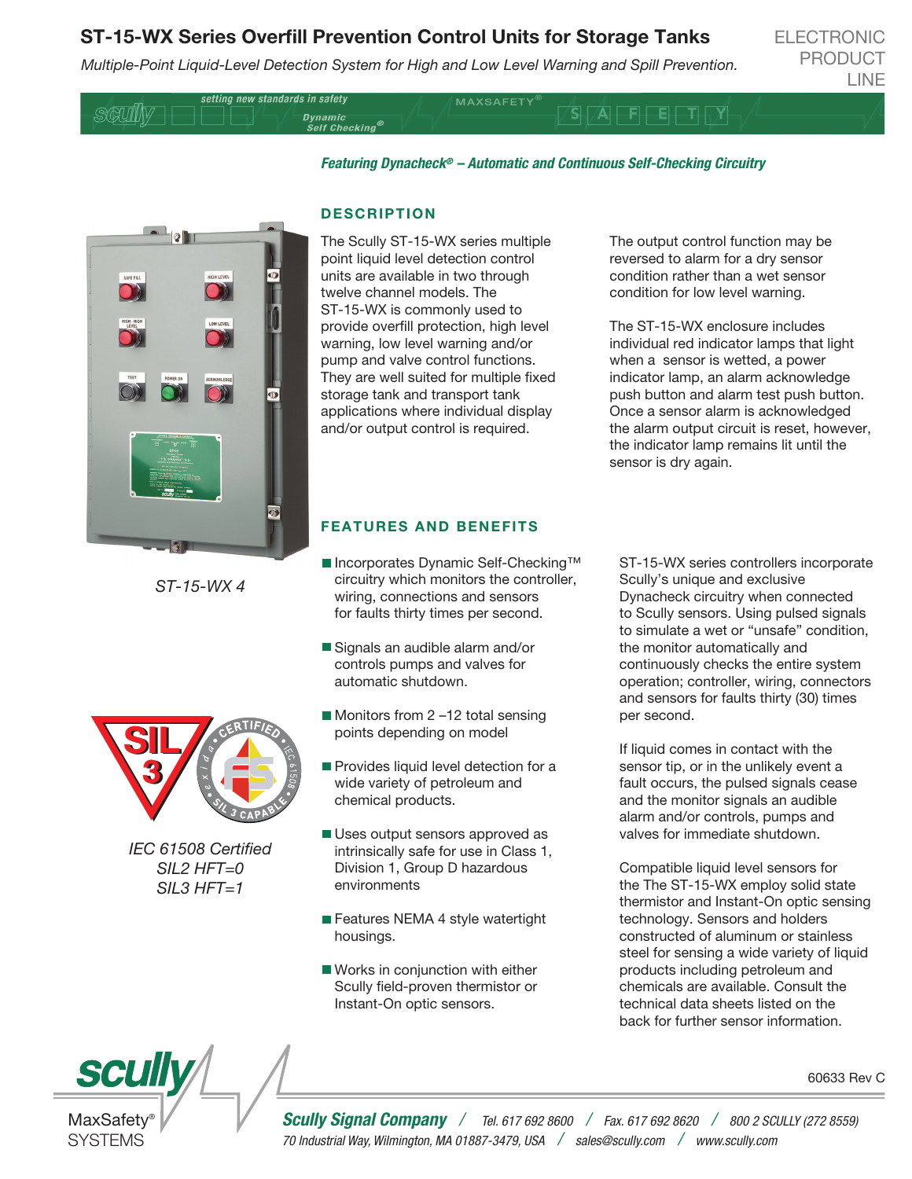# ST-15-WX Series Overfill Prevention Control Units for Storage Tanks

*Multiple-Point Liquid-Level Detection System for High and Low Level Warning and Spill Prevention.*

ELECTRONIC PRODUCT LINE

***Featuring Dynacheck® – Automatic and Continuous Self-Checking Circuitry***

## DESCRIPTION

The Scully ST-15-WX series multiple point liquid level detection control units are available in two through twelve channel models. The ST-15-WX is commonly used to provide overfill protection, high level warning, low level warning and/or pump and valve control functions. They are well suited for multiple fixed storage tank and transport tank applications where individual display and/or output control is required.

The output control function may be reversed to alarm for a dry sensor condition rather than a wet sensor condition for low level warning.

The ST-15-WX enclosure includes individual red indicator lamps that light when a sensor is wetted, a power indicator lamp, an alarm acknowledge push button and alarm test push button. Once a sensor alarm is acknowledged the alarm output circuit is reset, however, the indicator lamp remains lit until the sensor is dry again.

*ST-15-WX 4*

*IEC 61508 Certified*
*SIL2 HFT=0*
*SIL3 HFT=1*

## FEATURES AND BENEFITS

- Incorporates Dynamic Self-Checking™ circuitry which monitors the controller, wiring, connections and sensors for faults thirty times per second.
- Signals an audible alarm and/or controls pumps and valves for automatic shutdown.
- Monitors from 2 –12 total sensing points depending on model
- Provides liquid level detection for a wide variety of petroleum and chemical products.
- Uses output sensors approved as intrinsically safe for use in Class 1, Division 1, Group D hazardous environments
- Features NEMA 4 style watertight housings.
- Works in conjunction with either Scully field-proven thermistor or Instant-On optic sensors.

ST-15-WX series controllers incorporate Scully's unique and exclusive Dynacheck circuitry when connected to Scully sensors. Using pulsed signals to simulate a wet or "unsafe" condition, the monitor automatically and continuously checks the entire system operation; controller, wiring, connectors and sensors for faults thirty (30) times per second.

If liquid comes in contact with the sensor tip, or in the unlikely event a fault occurs, the pulsed signals cease and the monitor signals an audible alarm and/or controls, pumps and valves for immediate shutdown.

Compatible liquid level sensors for the The ST-15-WX employ solid state thermistor and Instant-On optic sensing technology. Sensors and holders constructed of aluminum or stainless steel for sensing a wide variety of liquid products including petroleum and chemicals are available. Consult the technical data sheets listed on the back for further sensor information.

60633 Rev C

**Scully Signal Company** / Tel. 617 692 8600 / Fax. 617 692 8620 / 800 2 SCULLY (272 8559)
70 Industrial Way, Wilmington, MA 01887-3479, USA / sales@scully.com / www.scully.com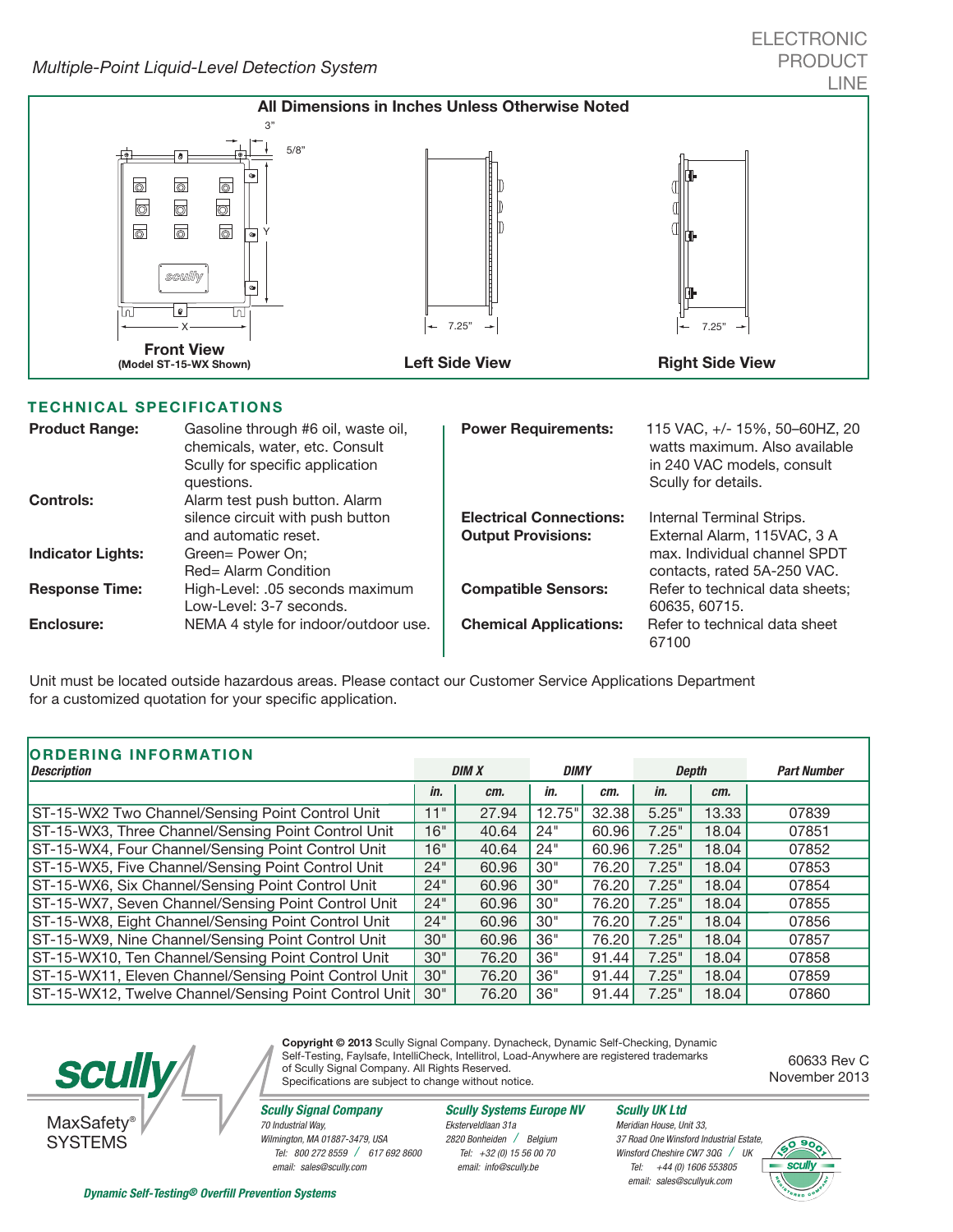*Multiple-Point Liquid-Level Detection System*

**All Dimensions in Inches Unless Otherwise Noted**

3"

5/8"

Y

X

7.25"

7.25"

**Front View**
**(Model ST-15-WX Shown)**

**Left Side View**

**Right Side View**

## TECHNICAL SPECIFICATIONS

**Product Range:** Gasoline through #6 oil, waste oil, chemicals, water, etc. Consult Scully for specific application questions.

**Controls:** Alarm test push button. Alarm silence circuit with push button and automatic reset.

**Indicator Lights:** Green= Power On; Red= Alarm Condition

**Response Time:** High-Level: .05 seconds maximum Low-Level: 3-7 seconds.

**Enclosure:** NEMA 4 style for indoor/outdoor use.

**Power Requirements:** 115 VAC, +/- 15%, 50–60HZ, 20 watts maximum. Also available in 240 VAC models, consult Scully for details.

**Electrical Connections:** Internal Terminal Strips.

**Output Provisions:** External Alarm, 115VAC, 3 A max. Individual channel SPDT contacts, rated 5A-250 VAC.

**Compatible Sensors:** Refer to technical data sheets; 60635, 60715.

**Chemical Applications:** Refer to technical data sheet 67100

Unit must be located outside hazardous areas. Please contact our Customer Service Applications Department for a customized quotation for your specific application.

## ORDERING INFORMATION

| *Description* | *DIM X* | | *DIMY* | | *Depth* | | *Part Number* |
|---|---|---|---|---|---|---|---|
| | *in.* | *cm.* | *in.* | *cm.* | *in.* | *cm.* | |
| ST-15-WX2 Two Channel/Sensing Point Control Unit | 11" | 27.94 | 12.75" | 32.38 | 5.25" | 13.33 | 07839 |
| ST-15-WX3, Three Channel/Sensing Point Control Unit | 16" | 40.64 | 24" | 60.96 | 7.25" | 18.04 | 07851 |
| ST-15-WX4, Four Channel/Sensing Point Control Unit | 16" | 40.64 | 24" | 60.96 | 7.25" | 18.04 | 07852 |
| ST-15-WX5, Five Channel/Sensing Point Control Unit | 24" | 60.96 | 30" | 76.20 | 7.25" | 18.04 | 07853 |
| ST-15-WX6, Six Channel/Sensing Point Control Unit | 24" | 60.96 | 30" | 76.20 | 7.25" | 18.04 | 07854 |
| ST-15-WX7, Seven Channel/Sensing Point Control Unit | 24" | 60.96 | 30" | 76.20 | 7.25" | 18.04 | 07855 |
| ST-15-WX8, Eight Channel/Sensing Point Control Unit | 24" | 60.96 | 30" | 76.20 | 7.25" | 18.04 | 07856 |
| ST-15-WX9, Nine Channel/Sensing Point Control Unit | 30" | 60.96 | 36" | 76.20 | 7.25" | 18.04 | 07857 |
| ST-15-WX10, Ten Channel/Sensing Point Control Unit | 30" | 76.20 | 36" | 91.44 | 7.25" | 18.04 | 07858 |
| ST-15-WX11, Eleven Channel/Sensing Point Control Unit | 30" | 76.20 | 36" | 91.44 | 7.25" | 18.04 | 07859 |
| ST-15-WX12, Twelve Channel/Sensing Point Control Unit | 30" | 76.20 | 36" | 91.44 | 7.25" | 18.04 | 07860 |

**Copyright © 2013** Scully Signal Company. Dynacheck, Dynamic Self-Checking, Dynamic Self-Testing, Faylsafe, IntelliCheck, Intellitrol, Load-Anywhere are registered trademarks of Scully Signal Company. All Rights Reserved. Specifications are subject to change without notice.

60633 Rev C
November 2013

scully
MaxSafety® SYSTEMS

***Scully Signal Company***
*70 Industrial Way,*
*Wilmington, MA 01887-3479, USA*
*Tel: 800 272 8559 / 617 692 8600*
*email: sales@scully.com*

***Scully Systems Europe NV***
*Eksterveldlaan 31a*
*2820 Bonheiden / Belgium*
*Tel: +32 (0) 15 56 00 70*
*email: info@scully.be*

***Scully UK Ltd***
*Meridian House, Unit 33,*
*37 Road One Winsford Industrial Estate,*
*Winsford Cheshire CW7 3QG / UK*
*Tel: +44 (0) 1606 553805*
*email: sales@scullyuk.com*

ISO 9001 scully REGISTERED COMPANY

***Dynamic Self-Testing® Overfill Prevention Systems***